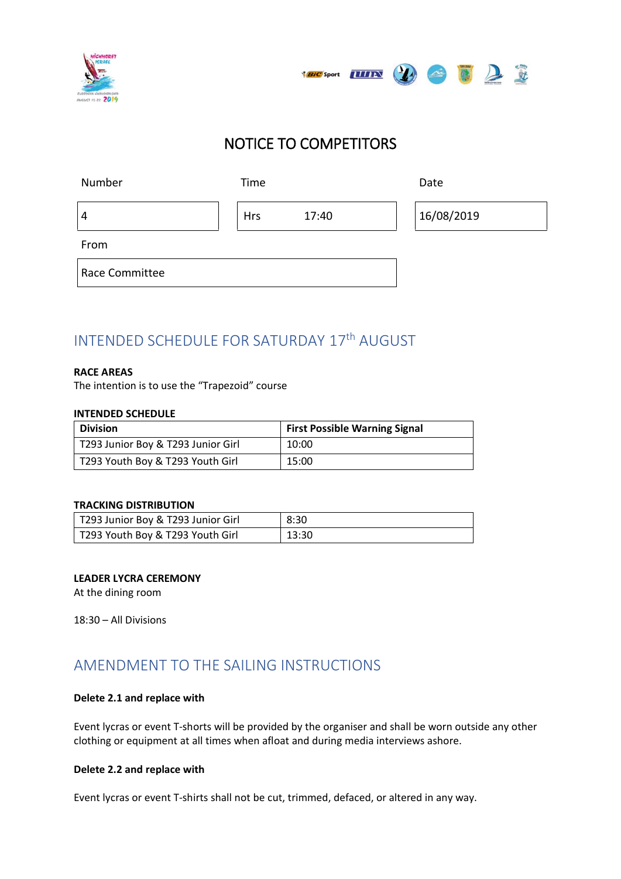# NOTICE TO COMPETITORS

| Number | Time | Date |
| --- | --- | --- |
| 4 | Hrs 17:40 | 16/08/2019 |

From

Race Committee

## INTENDED SCHEDULE FOR SATURDAY 17th AUGUST

**RACE AREAS**

The intention is to use the "Trapezoid" course

**INTENDED SCHEDULE**

| Division | First Possible Warning Signal |
| --- | --- |
| T293 Junior Boy & T293 Junior Girl | 10:00 |
| T293 Youth Boy & T293 Youth Girl | 15:00 |

**TRACKING DISTRIBUTION**

| | |
| --- | --- |
| T293 Junior Boy & T293 Junior Girl | 8:30 |
| T293 Youth Boy & T293 Youth Girl | 13:30 |

**LEADER LYCRA CEREMONY**

At the dining room

18:30 – All Divisions

## AMENDMENT TO THE SAILING INSTRUCTIONS

**Delete 2.1 and replace with**

Event lycras or event T-shorts will be provided by the organiser and shall be worn outside any other clothing or equipment at all times when afloat and during media interviews ashore.

**Delete 2.2 and replace with**

Event lycras or event T-shirts shall not be cut, trimmed, defaced, or altered in any way.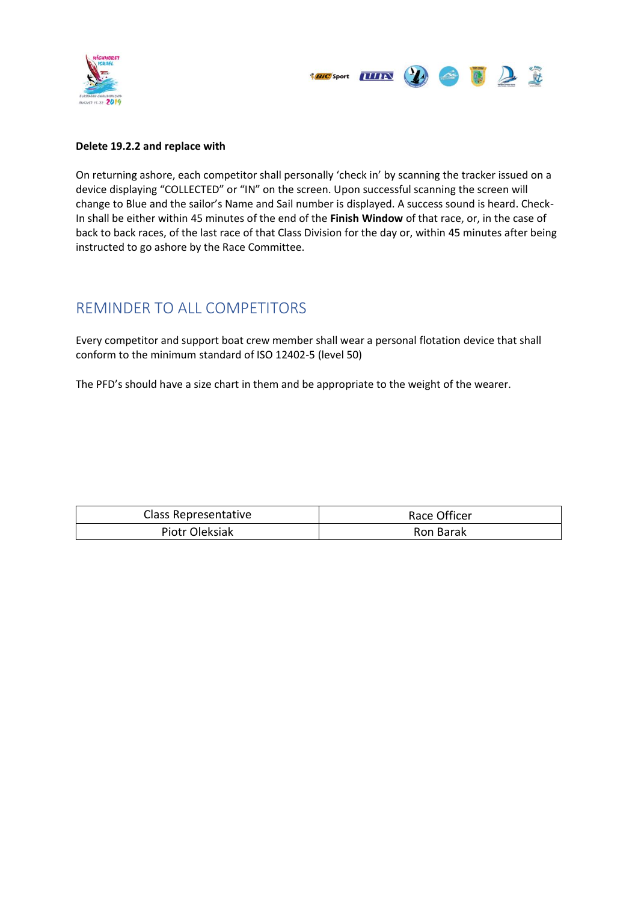**Delete 19.2.2 and replace with**

On returning ashore, each competitor shall personally 'check in' by scanning the tracker issued on a device displaying "COLLECTED" or "IN" on the screen. Upon successful scanning the screen will change to Blue and the sailor's Name and Sail number is displayed. A success sound is heard. Check-In shall be either within 45 minutes of the end of the **Finish Window** of that race, or, in the case of back to back races, of the last race of that Class Division for the day or, within 45 minutes after being instructed to go ashore by the Race Committee.

## REMINDER TO ALL COMPETITORS

Every competitor and support boat crew member shall wear a personal flotation device that shall conform to the minimum standard of ISO 12402-5 (level 50)

The PFD's should have a size chart in them and be appropriate to the weight of the wearer.

| | |
|---|---|
| Class Representative | Race Officer |
| Piotr Oleksiak | Ron Barak |